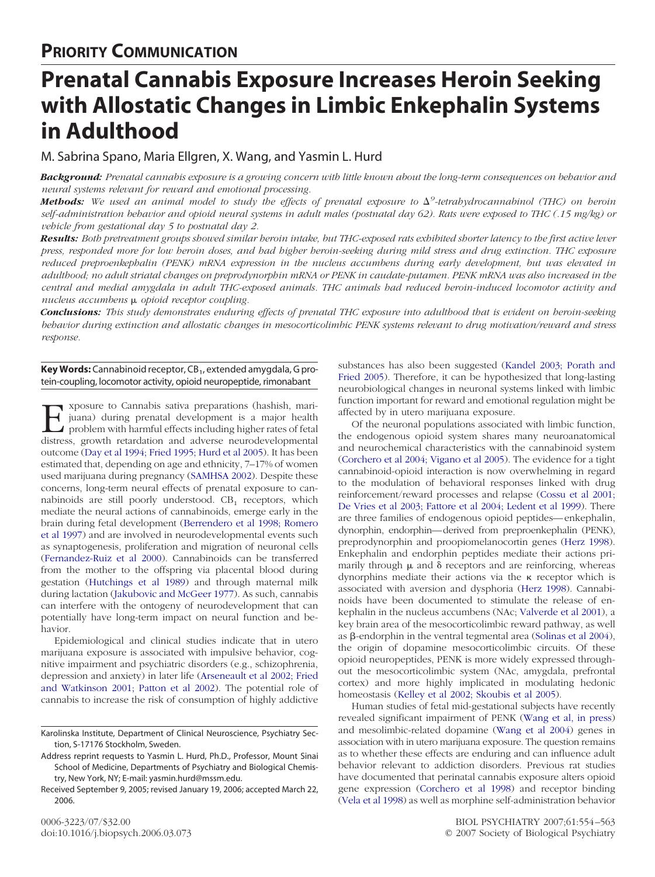**PRIORITY COMMUNICATION**

# Prenatal Cannabis Exposure Increases Heroin Seeking with Allostatic Changes in Limbic Enkephalin Systems in Adulthood

M. Sabrina Spano, Maria Ellgren, X. Wang, and Yasmin L. Hurd

***Background:*** *Prenatal cannabis exposure is a growing concern with little known about the long-term consequences on behavior and neural systems relevant for reward and emotional processing.*

***Methods:*** *We used an animal model to study the effects of prenatal exposure to $\Delta^9$-tetrahydrocannabinol (THC) on heroin self-administration behavior and opioid neural systems in adult males (postnatal day 62). Rats were exposed to THC (.15 mg/kg) or vehicle from gestational day 5 to postnatal day 2.*

***Results:*** *Both pretreatment groups showed similar heroin intake, but THC-exposed rats exhibited shorter latency to the first active lever press, responded more for low heroin doses, and had higher heroin-seeking during mild stress and drug extinction. THC exposure reduced preproenkephalin (PENK) mRNA expression in the nucleus accumbens during early development, but was elevated in adulthood; no adult striatal changes on preprodynorphin mRNA or PENK in caudate-putamen. PENK mRNA was also increased in the central and medial amygdala in adult THC-exposed animals. THC animals had reduced heroin-induced locomotor activity and nucleus accumbens μ opioid receptor coupling.*

***Conclusions:*** *This study demonstrates enduring effects of prenatal THC exposure into adulthood that is evident on heroin-seeking behavior during extinction and allostatic changes in mesocorticolimbic PENK systems relevant to drug motivation/reward and stress response.*

**Key Words:** Cannabinoid receptor, $CB_1$, extended amygdala, G protein-coupling, locomotor activity, opioid neuropeptide, rimonabant

Exposure to Cannabis sativa preparations (hashish, marijuana) during prenatal development is a major health problem with harmful effects including higher rates of fetal distress, growth retardation and adverse neurodevelopmental outcome (Day et al 1994; Fried 1995; Hurd et al 2005). It has been estimated that, depending on age and ethnicity, 7–17% of women used marijuana during pregnancy (SAMHSA 2002). Despite these concerns, long-term neural effects of prenatal exposure to cannabinoids are still poorly understood. $CB_1$ receptors, which mediate the neural actions of cannabinoids, emerge early in the brain during fetal development (Berrendero et al 1998; Romero et al 1997) and are involved in neurodevelopmental events such as synaptogenesis, proliferation and migration of neuronal cells (Fernandez-Ruiz et al 2000). Cannabinoids can be transferred from the mother to the offspring via placental blood during gestation (Hutchings et al 1989) and through maternal milk during lactation (Jakubovic and McGeer 1977). As such, cannabis can interfere with the ontogeny of neurodevelopment that can potentially have long-term impact on neural function and behavior.

Epidemiological and clinical studies indicate that in utero marijuana exposure is associated with impulsive behavior, cognitive impairment and psychiatric disorders (e.g., schizophrenia, depression and anxiety) in later life (Arseneault et al 2002; Fried and Watkinson 2001; Patton et al 2002). The potential role of cannabis to increase the risk of consumption of highly addictive substances has also been suggested (Kandel 2003; Porath and Fried 2005). Therefore, it can be hypothesized that long-lasting neurobiological changes in neuronal systems linked with limbic function important for reward and emotional regulation might be affected by in utero marijuana exposure.

Of the neuronal populations associated with limbic function, the endogenous opioid system shares many neuroanatomical and neurochemical characteristics with the cannabinoid system (Corchero et al 2004; Vigano et al 2005). The evidence for a tight cannabinoid-opioid interaction is now overwhelming in regard to the modulation of behavioral responses linked with drug reinforcement/reward processes and relapse (Cossu et al 2001; De Vries et al 2003; Fattore et al 2004; Ledent et al 1999). There are three families of endogenous opioid peptides—enkephalin, dynorphin, endorphin—derived from preproenkephalin (PENK), preprodynorphin and proopiomelanocortin genes (Herz 1998). Enkephalin and endorphin peptides mediate their actions primarily through μ and δ receptors and are reinforcing, whereas dynorphins mediate their actions via the κ receptor which is associated with aversion and dysphoria (Herz 1998). Cannabinoids have been documented to stimulate the release of enkephalin in the nucleus accumbens (NAc; Valverde et al 2001), a key brain area of the mesocorticolimbic reward pathway, as well as β-endorphin in the ventral tegmental area (Solinas et al 2004), the origin of dopamine mesocorticolimbic circuits. Of these opioid neuropeptides, PENK is more widely expressed throughout the mesocorticolimbic system (NAc, amygdala, prefrontal cortex) and more highly implicated in modulating hedonic homeostasis (Kelley et al 2002; Skoubis et al 2005).

Human studies of fetal mid-gestational subjects have recently revealed significant impairment of PENK (Wang et al, in press) and mesolimbic-related dopamine (Wang et al 2004) genes in association with in utero marijuana exposure. The question remains as to whether these effects are enduring and can influence adult behavior relevant to addiction disorders. Previous rat studies have documented that perinatal cannabis exposure alters opioid gene expression (Corchero et al 1998) and receptor binding (Vela et al 1998) as well as morphine self-administration behavior

Karolinska Institute, Department of Clinical Neuroscience, Psychiatry Section, S-17176 Stockholm, Sweden.

Address reprint requests to Yasmin L. Hurd, Ph.D., Professor, Mount Sinai School of Medicine, Departments of Psychiatry and Biological Chemistry, New York, NY; E-mail: yasmin.hurd@mssm.edu.

Received September 9, 2005; revised January 19, 2006; accepted March 22, 2006.

0006-3223/07/$32.00
doi:10.1016/j.biopsych.2006.03.073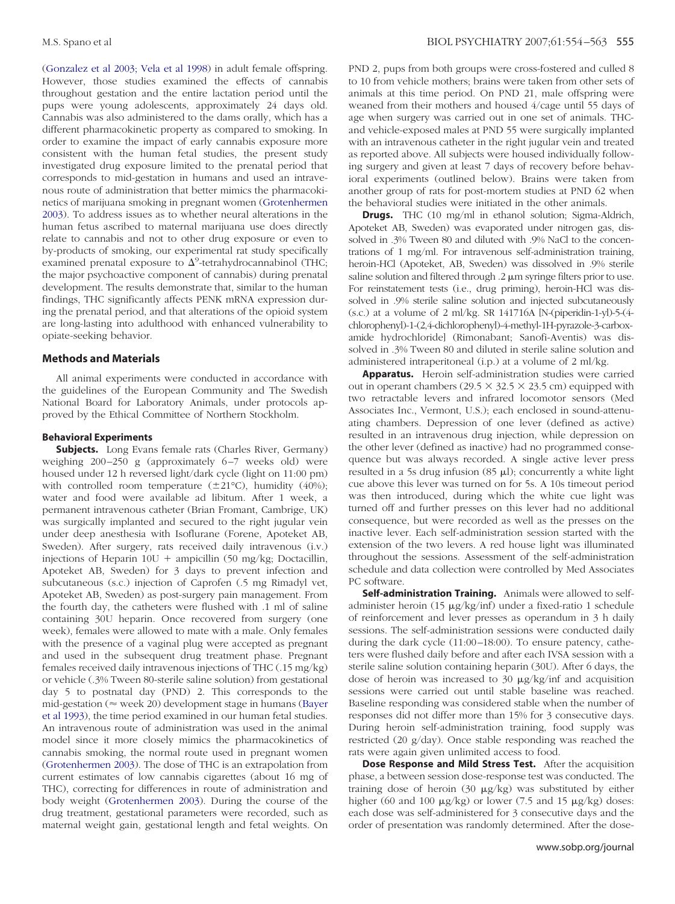(Gonzalez et al 2003; Vela et al 1998) in adult female offspring. However, those studies examined the effects of cannabis throughout gestation and the entire lactation period until the pups were young adolescents, approximately 24 days old. Cannabis was also administered to the dams orally, which has a different pharmacokinetic property as compared to smoking. In order to examine the impact of early cannabis exposure more consistent with the human fetal studies, the present study investigated drug exposure limited to the prenatal period that corresponds to mid-gestation in humans and used an intravenous route of administration that better mimics the pharmacokinetics of marijuana smoking in pregnant women (Grotenhermen 2003). To address issues as to whether neural alterations in the human fetus ascribed to maternal marijuana use does directly relate to cannabis and not to other drug exposure or even to by-products of smoking, our experimental rat study specifically examined prenatal exposure to $\Delta^9$-tetrahydrocannabinol (THC; the major psychoactive component of cannabis) during prenatal development. The results demonstrate that, similar to the human findings, THC significantly affects PENK mRNA expression during the prenatal period, and that alterations of the opioid system are long-lasting into adulthood with enhanced vulnerability to opiate-seeking behavior.

## Methods and Materials

All animal experiments were conducted in accordance with the guidelines of the European Community and The Swedish National Board for Laboratory Animals, under protocols approved by the Ethical Committee of Northern Stockholm.

### Behavioral Experiments

**Subjects.** Long Evans female rats (Charles River, Germany) weighing 200–250 g (approximately 6–7 weeks old) were housed under 12 h reversed light/dark cycle (light on 11:00 pm) with controlled room temperature (±21°C), humidity (40%); water and food were available ad libitum. After 1 week, a permanent intravenous catheter (Brian Fromant, Cambrige, UK) was surgically implanted and secured to the right jugular vein under deep anesthesia with Isoflurane (Forene, Apoteket AB, Sweden). After surgery, rats received daily intravenous (i.v.) injections of Heparin 10U + ampicillin (50 mg/kg; Doctacillin, Apoteket AB, Sweden) for 3 days to prevent infection and subcutaneous (s.c.) injection of Caprofen (.5 mg Rimadyl vet, Apoteket AB, Sweden) as post-surgery pain management. From the fourth day, the catheters were flushed with .1 ml of saline containing 30U heparin. Once recovered from surgery (one week), females were allowed to mate with a male. Only females with the presence of a vaginal plug were accepted as pregnant and used in the subsequent drug treatment phase. Pregnant females received daily intravenous injections of THC (.15 mg/kg) or vehicle (.3% Tween 80-sterile saline solution) from gestational day 5 to postnatal day (PND) 2. This corresponds to the mid-gestation (≈ week 20) development stage in humans (Bayer et al 1993), the time period examined in our human fetal studies. An intravenous route of administration was used in the animal model since it more closely mimics the pharmacokinetics of cannabis smoking, the normal route used in pregnant women (Grotenhermen 2003). The dose of THC is an extrapolation from current estimates of low cannabis cigarettes (about 16 mg of THC), correcting for differences in route of administration and body weight (Grotenhermen 2003). During the course of the drug treatment, gestational parameters were recorded, such as maternal weight gain, gestational length and fetal weights. On PND 2, pups from both groups were cross-fostered and culled 8 to 10 from vehicle mothers; brains were taken from other sets of animals at this time period. On PND 21, male offspring were weaned from their mothers and housed 4/cage until 55 days of age when surgery was carried out in one set of animals. THC- and vehicle-exposed males at PND 55 were surgically implanted with an intravenous catheter in the right jugular vein and treated as reported above. All subjects were housed individually following surgery and given at least 7 days of recovery before behavioral experiments (outlined below). Brains were taken from another group of rats for post-mortem studies at PND 62 when the behavioral studies were initiated in the other animals.

**Drugs.** THC (10 mg/ml in ethanol solution; Sigma-Aldrich, Apoteket AB, Sweden) was evaporated under nitrogen gas, dissolved in .3% Tween 80 and diluted with .9% NaCl to the concentrations of 1 mg/ml. For intravenous self-administration training, heroin-HCl (Apoteket, AB, Sweden) was dissolved in .9% sterile saline solution and filtered through .2 μm syringe filters prior to use. For reinstatement tests (i.e., drug priming), heroin-HCl was dissolved in .9% sterile saline solution and injected subcutaneously (s.c.) at a volume of 2 ml/kg. SR 141716A [N-(piperidin-1-yl)-5-(4-chlorophenyl)-1-(2,4-dichlorophenyl)-4-methyl-1H-pyrazole-3-carboxamide hydrochloride] (Rimonabant; Sanofi-Aventis) was dissolved in .3% Tween 80 and diluted in sterile saline solution and administered intraperitoneal (i.p.) at a volume of 2 ml/kg.

**Apparatus.** Heroin self-administration studies were carried out in operant chambers (29.5 × 32.5 × 23.5 cm) equipped with two retractable levers and infrared locomotor sensors (Med Associates Inc., Vermont, U.S.); each enclosed in sound-attenuating chambers. Depression of one lever (defined as active) resulted in an intravenous drug injection, while depression on the other lever (defined as inactive) had no programmed consequence but was always recorded. A single active lever press resulted in a 5s drug infusion (85 μl); concurrently a white light cue above this lever was turned on for 5s. A 10s timeout period was then introduced, during which the white cue light was turned off and further presses on this lever had no additional consequence, but were recorded as well as the presses on the inactive lever. Each self-administration session started with the extension of the two levers. A red house light was illuminated throughout the sessions. Assessment of the self-administration schedule and data collection were controlled by Med Associates PC software.

**Self-administration Training.** Animals were allowed to self-administer heroin (15 μg/kg/inf) under a fixed-ratio 1 schedule of reinforcement and lever presses as operandum in 3 h daily sessions. The self-administration sessions were conducted daily during the dark cycle (11:00–18:00). To ensure patency, catheters were flushed daily before and after each IVSA session with a sterile saline solution containing heparin (30U). After 6 days, the dose of heroin was increased to 30 μg/kg/inf and acquisition sessions were carried out until stable baseline was reached. Baseline responding was considered stable when the number of responses did not differ more than 15% for 3 consecutive days. During heroin self-administration training, food supply was restricted (20 g/day). Once stable responding was reached the rats were again given unlimited access to food.

**Dose Response and Mild Stress Test.** After the acquisition phase, a between session dose-response test was conducted. The training dose of heroin (30 μg/kg) was substituted by either higher (60 and 100 μg/kg) or lower (7.5 and 15 μg/kg) doses: each dose was self-administered for 3 consecutive days and the order of presentation was randomly determined. After the dose-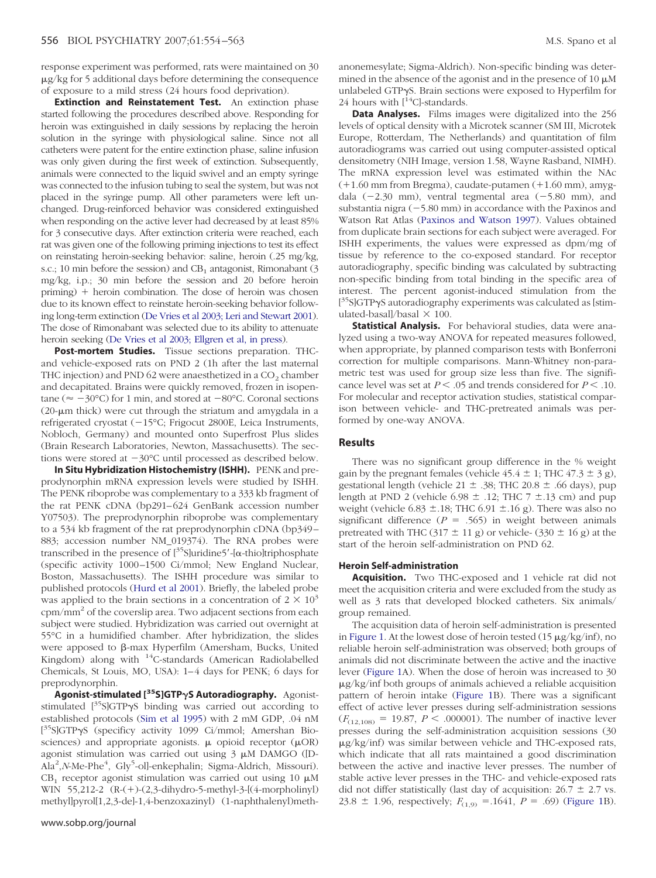response experiment was performed, rats were maintained on 30 μg/kg for 5 additional days before determining the consequence of exposure to a mild stress (24 hours food deprivation).

**Extinction and Reinstatement Test.** An extinction phase started following the procedures described above. Responding for heroin was extinguished in daily sessions by replacing the heroin solution in the syringe with physiological saline. Since not all catheters were patent for the entire extinction phase, saline infusion was only given during the first week of extinction. Subsequently, animals were connected to the liquid swivel and an empty syringe was connected to the infusion tubing to seal the system, but was not placed in the syringe pump. All other parameters were left unchanged. Drug-reinforced behavior was considered extinguished when responding on the active lever had decreased by at least 85% for 3 consecutive days. After extinction criteria were reached, each rat was given one of the following priming injections to test its effect on reinstating heroin-seeking behavior: saline, heroin (.25 mg/kg, s.c.; 10 min before the session) and $CB_1$ antagonist, Rimonabant (3 mg/kg, i.p.; 30 min before the session and 20 before heroin priming) + heroin combination. The dose of heroin was chosen due to its known effect to reinstate heroin-seeking behavior following long-term extinction (De Vries et al 2003; Leri and Stewart 2001). The dose of Rimonabant was selected due to its ability to attenuate heroin seeking (De Vries et al 2003; Ellgren et al, in press).

**Post-mortem Studies.** Tissue sections preparation. THC- and vehicle-exposed rats on PND 2 (1h after the last maternal THC injection) and PND 62 were anaesthetized in a $CO_2$ chamber and decapitated. Brains were quickly removed, frozen in isopentane (≈ −30°C) for 1 min, and stored at −80°C. Coronal sections (20-μm thick) were cut through the striatum and amygdala in a refrigerated cryostat (−15°C; Frigocut 2800E, Leica Instruments, Nobloch, Germany) and mounted onto Superfrost Plus slides (Brain Research Laboratories, Newton, Massachusetts). The sections were stored at −30°C until processed as described below.

**In Situ Hybridization Histochemistry (ISHH).** PENK and preprodynorphin mRNA expression levels were studied by ISHH. The PENK riboprobe was complementary to a 333 kb fragment of the rat PENK cDNA (bp291–624 GenBank accession number Y07503). The preprodynorphin riboprobe was complementary to a 534 kb fragment of the rat preprodynorphin cDNA (bp349–883; accession number NM_019374). The RNA probes were transcribed in the presence of [$^{35}$S]uridine5′-[α-thio]triphosphate (specific activity 1000–1500 Ci/mmol; New England Nuclear, Boston, Massachusetts). The ISHH procedure was similar to published protocols (Hurd et al 2001). Briefly, the labeled probe was applied to the brain sections in a concentration of $2 \times 10^3$ cpm/mm$^2$ of the coverslip area. Two adjacent sections from each subject were studied. Hybridization was carried out overnight at 55°C in a humidified chamber. After hybridization, the slides were apposed to β-max Hyperfilm (Amersham, Bucks, United Kingdom) along with $^{14}$C-standards (American Radiolabelled Chemicals, St Louis, MO, USA): 1–4 days for PENK; 6 days for preprodynorphin.

**Agonist-stimulated [$^{35}$S]GTPγS Autoradiography.** Agonist-stimulated [$^{35}$S]GTPγS binding was carried out according to established protocols (Sim et al 1995) with 2 mM GDP, .04 nM [$^{35}$S]GTPγS (specficy activity 1099 Ci/mmol; Amershan Biosciences) and appropriate agonists. μ opioid receptor (μOR) agonist stimulation was carried out using 3 μM DAMGO ([D-Ala$^2$,*N*-Me-Phe$^4$, Gly$^5$-ol]-enkephalin; Sigma-Aldrich, Missouri). $CB_1$ receptor agonist stimulation was carried out using 10 μM WIN 55,212-2 (R-(+)-(2,3-dihydro-5-methyl-3-[(4-morpholinyl) methyl]pyrol[1,2,3-de]-1,4-benzoxazinyl) (1-naphthalenyl)methanonemesylate; Sigma-Aldrich). Non-specific binding was determined in the absence of the agonist and in the presence of 10 μM unlabeled GTPγS. Brain sections were exposed to Hyperfilm for 24 hours with [$^{14}$C]-standards.

**Data Analyses.** Films images were digitalized into the 256 levels of optical density with a Microtek scanner (SM III, Microtek Europe, Rotterdam, The Netherlands) and quantitation of film autoradiograms was carried out using computer-assisted optical densitometry (NIH Image, version 1.58, Wayne Rasband, NIMH). The mRNA expression level was estimated within the NAc (+1.60 mm from Bregma), caudate-putamen (+1.60 mm), amygdala (−2.30 mm), ventral tegmental area (−5.80 mm), and substantia nigra (−5.80 mm) in accordance with the Paxinos and Watson Rat Atlas (Paxinos and Watson 1997). Values obtained from duplicate brain sections for each subject were averaged. For ISHH experiments, the values were expressed as dpm/mg of tissue by reference to the co-exposed standard. For receptor autoradiography, specific binding was calculated by subtracting non-specific binding from total binding in the specific area of interest. The percent agonist-induced stimulation from the [$^{35}$S]GTPγS autoradiography experiments was calculated as [stimulated-basal]/basal × 100.

**Statistical Analysis.** For behavioral studies, data were analyzed using a two-way ANOVA for repeated measures followed, when appropriate, by planned comparison tests with Bonferroni correction for multiple comparisons. Mann-Whitney non-parametric test was used for group size less than five. The significance level was set at $P < .05$ and trends considered for $P < .10$. For molecular and receptor activation studies, statistical comparison between vehicle- and THC-pretreated animals was performed by one-way ANOVA.

## Results

There was no significant group difference in the % weight gain by the pregnant females (vehicle 45.4 ± 1; THC 47.3 ± 3 g), gestational length (vehicle 21 ± .38; THC 20.8 ± .66 days), pup length at PND 2 (vehicle 6.98 ± .12; THC 7 ±.13 cm) and pup weight (vehicle 6.83 ±.18; THC 6.91 ±.16 g). There was also no significant difference ($P$ = .565) in weight between animals pretreated with THC (317 ± 11 g) or vehicle- (330 ± 16 g) at the start of the heroin self-administration on PND 62.

### Heroin Self-administration

**Acquisition.** Two THC-exposed and 1 vehicle rat did not meet the acquisition criteria and were excluded from the study as well as 3 rats that developed blocked catheters. Six animals/group remained.

The acquisition data of heroin self-administration is presented in Figure 1. At the lowest dose of heroin tested (15 μg/kg/inf), no reliable heroin self-administration was observed; both groups of animals did not discriminate between the active and the inactive lever (Figure 1A). When the dose of heroin was increased to 30 μg/kg/inf both groups of animals achieved a reliable acquisition pattern of heroin intake (Figure 1B). There was a significant effect of active lever presses during self-administration sessions ($F_{(12,108)}$ = 19.87, $P$ < .000001). The number of inactive lever presses during the self-administration acquisition sessions (30 μg/kg/inf) was similar between vehicle and THC-exposed rats, which indicate that all rats maintained a good discrimination between the active and inactive lever presses. The number of stable active lever presses in the THC- and vehicle-exposed rats did not differ statistically (last day of acquisition: 26.7 ± 2.7 vs. 23.8 ± 1.96, respectively; $F_{(1,9)}$ =.1641, $P$ = .69) (Figure 1B).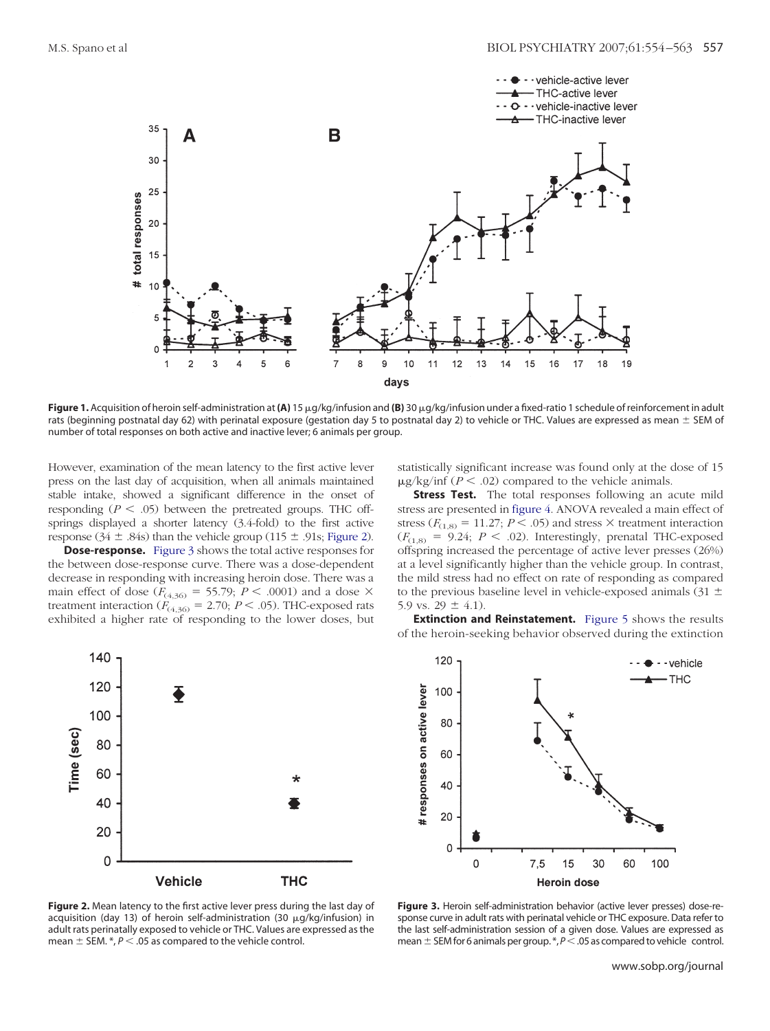Figure 1. Acquisition of heroin self-administration at **(A)** 15 μg/kg/infusion and **(B)** 30 μg/kg/infusion under a fixed-ratio 1 schedule of reinforcement in adult rats (beginning postnatal day 62) with perinatal exposure (gestation day 5 to postnatal day 2) to vehicle or THC. Values are expressed as mean ± SEM of number of total responses on both active and inactive lever; 6 animals per group.

However, examination of the mean latency to the first active lever press on the last day of acquisition, when all animals maintained stable intake, showed a significant difference in the onset of responding ($P < .05$) between the pretreated groups. THC offsprings displayed a shorter latency (3.4-fold) to the first active response (34 ± .84s) than the vehicle group (115 ± .91s; Figure 2).

**Dose-response.** Figure 3 shows the total active responses for the between dose-response curve. There was a dose-dependent decrease in responding with increasing heroin dose. There was a main effect of dose ($F_{(4,36)} = 55.79$; $P < .0001$) and a dose × treatment interaction ($F_{(4,36)} = 2.70$; $P < .05$). THC-exposed rats exhibited a higher rate of responding to the lower doses, but statistically significant increase was found only at the dose of 15 μg/kg/inf ($P < .02$) compared to the vehicle animals.

**Stress Test.** The total responses following an acute mild stress are presented in figure 4. ANOVA revealed a main effect of stress ($F_{(1,8)} = 11.27$; $P < .05$) and stress × treatment interaction ($F_{(1,8)} = 9.24$; $P < .02$). Interestingly, prenatal THC-exposed offspring increased the percentage of active lever presses (26%) at a level significantly higher than the vehicle group. In contrast, the mild stress had no effect on rate of responding as compared to the previous baseline level in vehicle-exposed animals (31 ± 5.9 vs. 29 ± 4.1).

**Extinction and Reinstatement.** Figure 5 shows the results of the heroin-seeking behavior observed during the extinction

Figure 2. Mean latency to the first active lever press during the last day of acquisition (day 13) of heroin self-administration (30 μg/kg/infusion) in adult rats perinatally exposed to vehicle or THC. Values are expressed as the mean ± SEM. *, $P < .05$ as compared to the vehicle control.

Figure 3. Heroin self-administration behavior (active lever presses) dose-response curve in adult rats with perinatal vehicle or THC exposure. Data refer to the last self-administration session of a given dose. Values are expressed as mean ± SEM for 6 animals per group. *, $P < .05$ as compared to vehicle control.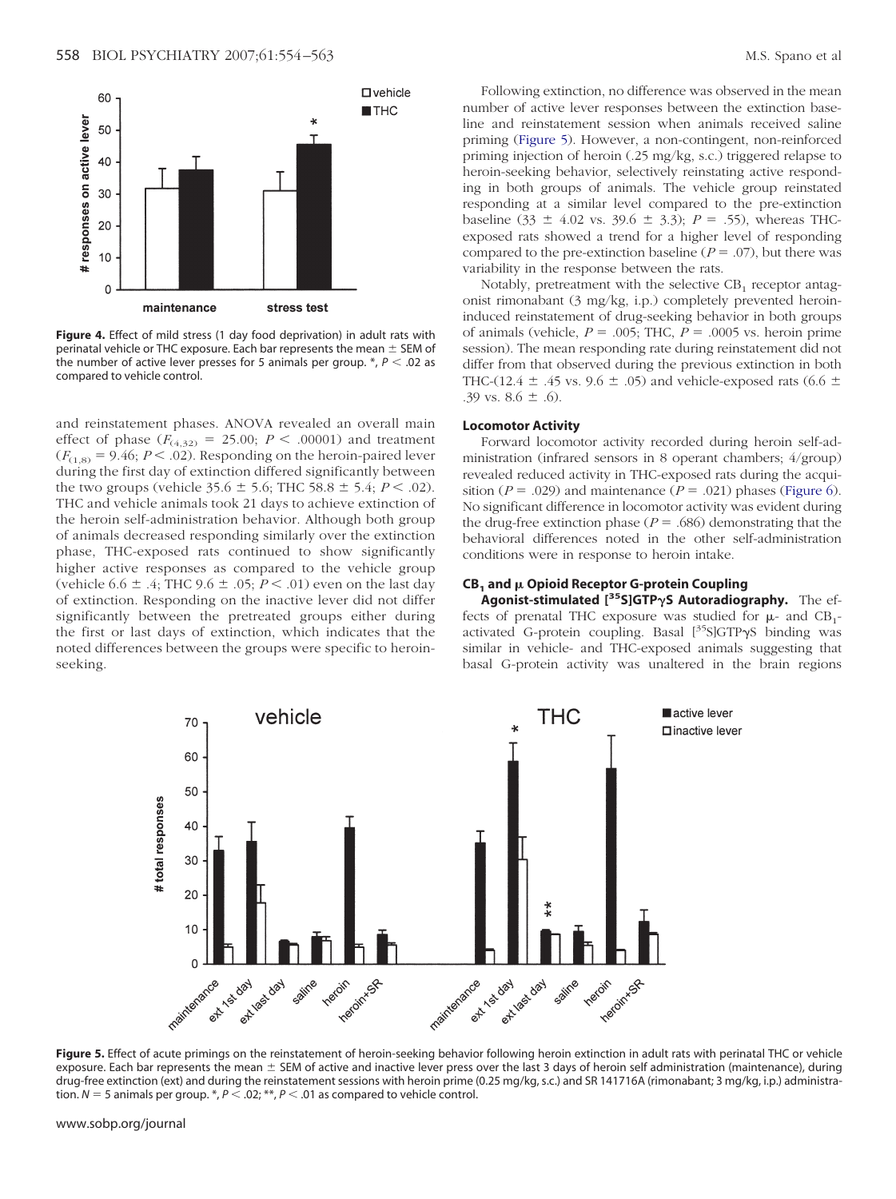**Figure 4.** Effect of mild stress (1 day food deprivation) in adult rats with perinatal vehicle or THC exposure. Each bar represents the mean ± SEM of the number of active lever presses for 5 animals per group. *, $P < .02$ as compared to vehicle control.

and reinstatement phases. ANOVA revealed an overall main effect of phase ($F_{(4,32)} = 25.00$; $P < .00001$) and treatment ($F_{(1,8)} = 9.46$; $P < .02$). Responding on the heroin-paired lever during the first day of extinction differed significantly between the two groups (vehicle 35.6 ± 5.6; THC 58.8 ± 5.4; $P < .02$). THC and vehicle animals took 21 days to achieve extinction of the heroin self-administration behavior. Although both group of animals decreased responding similarly over the extinction phase, THC-exposed rats continued to show significantly higher active responses as compared to the vehicle group (vehicle 6.6 ± .4; THC 9.6 ± .05; $P < .01$) even on the last day of extinction. Responding on the inactive lever did not differ significantly between the pretreated groups either during the first or last days of extinction, which indicates that the noted differences between the groups were specific to heroin-seeking.

Following extinction, no difference was observed in the mean number of active lever responses between the extinction baseline and reinstatement session when animals received saline priming (Figure 5). However, a non-contingent, non-reinforced priming injection of heroin (.25 mg/kg, s.c.) triggered relapse to heroin-seeking behavior, selectively reinstating active responding in both groups of animals. The vehicle group reinstated responding at a similar level compared to the pre-extinction baseline (33 ± 4.02 vs. 39.6 ± 3.3); $P = .55$), whereas THC-exposed rats showed a trend for a higher level of responding compared to the pre-extinction baseline ($P = .07$), but there was variability in the response between the rats.

Notably, pretreatment with the selective $CB_1$ receptor antagonist rimonabant (3 mg/kg, i.p.) completely prevented heroin-induced reinstatement of drug-seeking behavior in both groups of animals (vehicle, $P = .005$; THC, $P = .0005$ vs. heroin prime session). The mean responding rate during reinstatement did not differ from that observed during the previous extinction in both THC-(12.4 ± .45 vs. 9.6 ± .05) and vehicle-exposed rats (6.6 ± .39 vs. 8.6 ± .6).

### Locomotor Activity

Forward locomotor activity recorded during heroin self-administration (infrared sensors in 8 operant chambers; 4/group) revealed reduced activity in THC-exposed rats during the acquisition ($P = .029$) and maintenance ($P = .021$) phases (Figure 6). No significant difference in locomotor activity was evident during the drug-free extinction phase ($P = .686$) demonstrating that the behavioral differences noted in the other self-administration conditions were in response to heroin intake.

### $CB_1$ and μ Opioid Receptor G-protein Coupling

**Agonist-stimulated [$^{35}$S]GTPγS Autoradiography.** The effects of prenatal THC exposure was studied for μ- and $CB_1$-activated G-protein coupling. Basal [$^{35}$S]GTPγS binding was similar in vehicle- and THC-exposed animals suggesting that basal G-protein activity was unaltered in the brain regions

**Figure 5.** Effect of acute primings on the reinstatement of heroin-seeking behavior following heroin extinction in adult rats with perinatal THC or vehicle exposure. Each bar represents the mean ± SEM of active and inactive lever press over the last 3 days of heroin self administration (maintenance), during drug-free extinction (ext) and during the reinstatement sessions with heroin prime (0.25 mg/kg, s.c.) and SR 141716A (rimonabant; 3 mg/kg, i.p.) administration. $N = 5$ animals per group. *, $P < .02$; **, $P < .01$ as compared to vehicle control.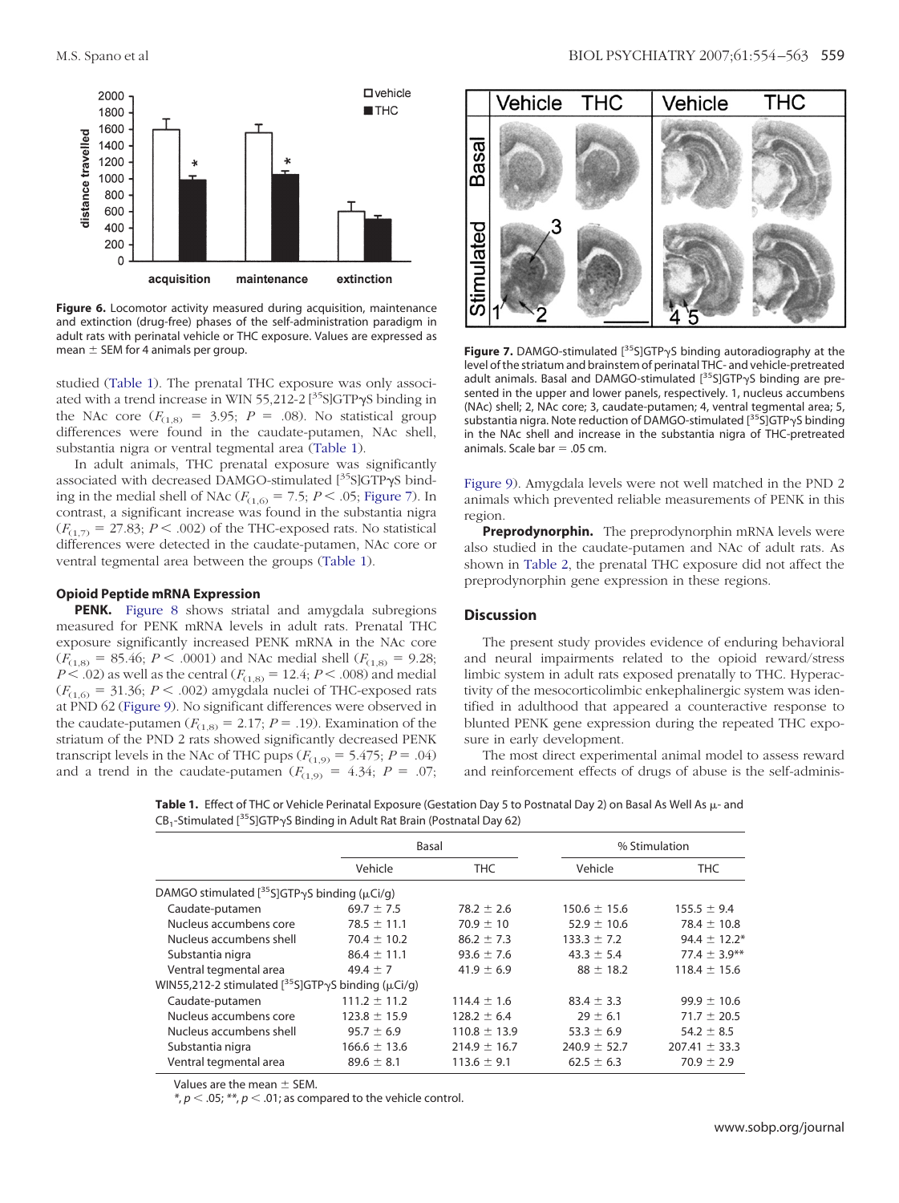**Figure 6.** Locomotor activity measured during acquisition, maintenance and extinction (drug-free) phases of the self-administration paradigm in adult rats with perinatal vehicle or THC exposure. Values are expressed as mean ± SEM for 4 animals per group.

studied (Table 1). The prenatal THC exposure was only associated with a trend increase in WIN 55,212-2 [$^{35}$S]GTPγS binding in the NAc core ($F_{(1,8)}$ = 3.95; $P$ = .08). No statistical group differences were found in the caudate-putamen, NAc shell, substantia nigra or ventral tegmental area (Table 1).

In adult animals, THC prenatal exposure was significantly associated with decreased DAMGO-stimulated [$^{35}$S]GTPγS binding in the medial shell of NAc ($F_{(1,6)}$ = 7.5; $P < .05$; Figure 7). In contrast, a significant increase was found in the substantia nigra ($F_{(1,7)}$ = 27.83; $P < .002$) of the THC-exposed rats. No statistical differences were detected in the caudate-putamen, NAc core or ventral tegmental area between the groups (Table 1).

#### Opioid Peptide mRNA Expression

**PENK.** Figure 8 shows striatal and amygdala subregions measured for PENK mRNA levels in adult rats. Prenatal THC exposure significantly increased PENK mRNA in the NAc core ($F_{(1,8)}$ = 85.46; $P < .0001$) and NAc medial shell ($F_{(1,8)}$ = 9.28; $P < .02$) as well as the central ($F_{(1,8)}$ = 12.4; $P < .008$) and medial ($F_{(1,6)}$ = 31.36; $P < .002$) amygdala nuclei of THC-exposed rats at PND 62 (Figure 9). No significant differences were observed in the caudate-putamen ($F_{(1,8)}$ = 2.17; $P$ = .19). Examination of the striatum of the PND 2 rats showed significantly decreased PENK transcript levels in the NAc of THC pups ($F_{(1,9)}$ = 5.475; $P$ = .04) and a trend in the caudate-putamen ($F_{(1,9)}$ = 4.34; $P$ = .07; Figure 9). Amygdala levels were not well matched in the PND 2 animals which prevented reliable measurements of PENK in this region.

**Figure 7.** DAMGO-stimulated [$^{35}$S]GTPγS binding autoradiography at the level of the striatum and brainstem of perinatal THC- and vehicle-pretreated adult animals. Basal and DAMGO-stimulated [$^{35}$S]GTPγS binding are presented in the upper and lower panels, respectively. 1, nucleus accumbens (NAc) shell; 2, NAc core; 3, caudate-putamen; 4, ventral tegmental area; 5, substantia nigra. Note reduction of DAMGO-stimulated [$^{35}$S]GTPγS binding in the NAc shell and increase in the substantia nigra of THC-pretreated animals. Scale bar = .05 cm.

**Preprodynorphin.** The preprodynorphin mRNA levels were also studied in the caudate-putamen and NAc of adult rats. As shown in Table 2, the prenatal THC exposure did not affect the preprodynorphin gene expression in these regions.

## Discussion

The present study provides evidence of enduring behavioral and neural impairments related to the opioid reward/stress limbic system in adult rats exposed prenatally to THC. Hyperactivity of the mesocorticolimbic enkephalinergic system was identified in adulthood that appeared a counteractive response to blunted PENK gene expression during the repeated THC exposure in early development.

The most direct experimental animal model to assess reward and reinforcement effects of drugs of abuse is the self-adminis-

**Table 1.** Effect of THC or Vehicle Perinatal Exposure (Gestation Day 5 to Postnatal Day 2) on Basal As Well As μ- and $CB_1$-Stimulated [$^{35}$S]GTPγS Binding in Adult Rat Brain (Postnatal Day 62)

| | Basal | | % Stimulation | |
|---|---|---|---|---|
| | Vehicle | THC | Vehicle | THC |
| DAMGO stimulated [$^{35}$S]GTPγS binding (μCi/g) | | | | |
| Caudate-putamen | 69.7 ± 7.5 | 78.2 ± 2.6 | 150.6 ± 15.6 | 155.5 ± 9.4 |
| Nucleus accumbens core | 78.5 ± 11.1 | 70.9 ± 10 | 52.9 ± 10.6 | 78.4 ± 10.8 |
| Nucleus accumbens shell | 70.4 ± 10.2 | 86.2 ± 7.3 | 133.3 ± 7.2 | 94.4 ± 12.2* |
| Substantia nigra | 86.4 ± 11.1 | 93.6 ± 7.6 | 43.3 ± 5.4 | 77.4 ± 3.9** |
| Ventral tegmental area | 49.4 ± 7 | 41.9 ± 6.9 | 88 ± 18.2 | 118.4 ± 15.6 |
| WIN55,212-2 stimulated [$^{35}$S]GTPγS binding (μCi/g) | | | | |
| Caudate-putamen | 111.2 ± 11.2 | 114.4 ± 1.6 | 83.4 ± 3.3 | 99.9 ± 10.6 |
| Nucleus accumbens core | 123.8 ± 15.9 | 128.2 ± 6.4 | 29 ± 6.1 | 71.7 ± 20.5 |
| Nucleus accumbens shell | 95.7 ± 6.9 | 110.8 ± 13.9 | 53.3 ± 6.9 | 54.2 ± 8.5 |
| Substantia nigra | 166.6 ± 13.6 | 214.9 ± 16.7 | 240.9 ± 52.7 | 207.41 ± 33.3 |
| Ventral tegmental area | 89.6 ± 8.1 | 113.6 ± 9.1 | 62.5 ± 6.3 | 70.9 ± 2.9 |

Values are the mean ± SEM.

*, $p < .05$; **, $p < .01$; as compared to the vehicle control.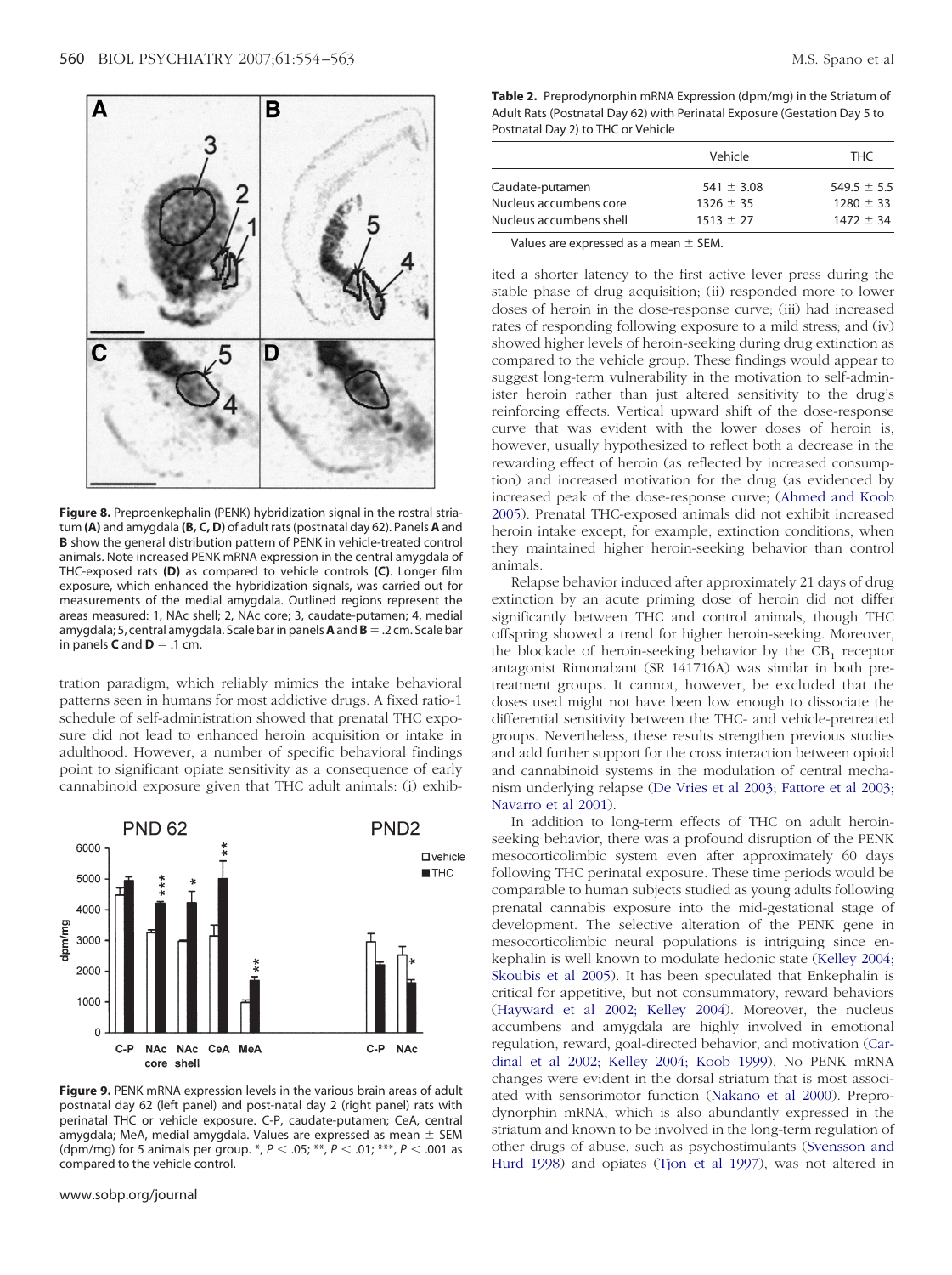**Figure 8.** Preproenkephalin (PENK) hybridization signal in the rostral striatum **(A)** and amygdala **(B, C, D)** of adult rats (postnatal day 62). Panels **A** and **B** show the general distribution pattern of PENK in vehicle-treated control animals. Note increased PENK mRNA expression in the central amygdala of THC-exposed rats **(D)** as compared to vehicle controls **(C)**. Longer film exposure, which enhanced the hybridization signals, was carried out for measurements of the medial amygdala. Outlined regions represent the areas measured: 1, NAc shell; 2, NAc core; 3, caudate-putamen; 4, medial amygdala; 5, central amygdala. Scale bar in panels **A** and **B** = .2 cm. Scale bar in panels **C** and **D** = .1 cm.

tration paradigm, which reliably mimics the intake behavioral patterns seen in humans for most addictive drugs. A fixed ratio-1 schedule of self-administration showed that prenatal THC exposure did not lead to enhanced heroin acquisition or intake in adulthood. However, a number of specific behavioral findings point to significant opiate sensitivity as a consequence of early cannabinoid exposure given that THC adult animals: (i) exhibited a shorter latency to the first active lever press during the stable phase of drug acquisition; (ii) responded more to lower doses of heroin in the dose-response curve; (iii) had increased rates of responding following exposure to a mild stress; and (iv) showed higher levels of heroin-seeking during drug extinction as compared to the vehicle group. These findings would appear to suggest long-term vulnerability in the motivation to self-administer heroin rather than just altered sensitivity to the drug's reinforcing effects. Vertical upward shift of the dose-response curve that was evident with the lower doses of heroin is, however, usually hypothesized to reflect both a decrease in the rewarding effect of heroin (as reflected by increased consumption) and increased motivation for the drug (as evidenced by increased peak of the dose-response curve; (Ahmed and Koob 2005). Prenatal THC-exposed animals did not exhibit increased heroin intake except, for example, extinction conditions, when they maintained higher heroin-seeking behavior than control animals.

**Figure 9.** PENK mRNA expression levels in the various brain areas of adult postnatal day 62 (left panel) and post-natal day 2 (right panel) rats with perinatal THC or vehicle exposure. C-P, caudate-putamen; CeA, central amygdala; MeA, medial amygdala. Values are expressed as mean ± SEM (dpm/mg) for 5 animals per group. *, $P < .05$; **, $P < .01$; ***, $P < .001$ as compared to the vehicle control.

**Table 2.** Preprodynorphin mRNA Expression (dpm/mg) in the Striatum of Adult Rats (Postnatal Day 62) with Perinatal Exposure (Gestation Day 5 to Postnatal Day 2) to THC or Vehicle

| | Vehicle | THC |
|---|---|---|
| Caudate-putamen | 541 ± 3.08 | 549.5 ± 5.5 |
| Nucleus accumbens core | 1326 ± 35 | 1280 ± 33 |
| Nucleus accumbens shell | 1513 ± 27 | 1472 ± 34 |

Values are expressed as a mean ± SEM.

Relapse behavior induced after approximately 21 days of drug extinction by an acute priming dose of heroin did not differ significantly between THC and control animals, though THC offspring showed a trend for higher heroin-seeking. Moreover, the blockade of heroin-seeking behavior by the $CB_1$ receptor antagonist Rimonabant (SR 141716A) was similar in both pretreatment groups. It cannot, however, be excluded that the doses used might not have been low enough to dissociate the differential sensitivity between the THC- and vehicle-pretreated groups. Nevertheless, these results strengthen previous studies and add further support for the cross interaction between opioid and cannabinoid systems in the modulation of central mechanism underlying relapse (De Vries et al 2003; Fattore et al 2003; Navarro et al 2001).

In addition to long-term effects of THC on adult heroin-seeking behavior, there was a profound disruption of the PENK mesocorticolimbic system even after approximately 60 days following THC perinatal exposure. These time periods would be comparable to human subjects studied as young adults following prenatal cannabis exposure into the mid-gestational stage of development. The selective alteration of the PENK gene in mesocorticolimbic neural populations is intriguing since enkephalin is well known to modulate hedonic state (Kelley 2004; Skoubis et al 2005). It has been speculated that Enkephalin is critical for appetitive, but not consummatory, reward behaviors (Hayward et al 2002; Kelley 2004). Moreover, the nucleus accumbens and amygdala are highly involved in emotional regulation, reward, goal-directed behavior, and motivation (Cardinal et al 2002; Kelley 2004; Koob 1999). No PENK mRNA changes were evident in the dorsal striatum that is most associated with sensorimotor function (Nakano et al 2000). Preprodynorphin mRNA, which is also abundantly expressed in the striatum and known to be involved in the long-term regulation of other drugs of abuse, such as psychostimulants (Svensson and Hurd 1998) and opiates (Tjon et al 1997), was not altered in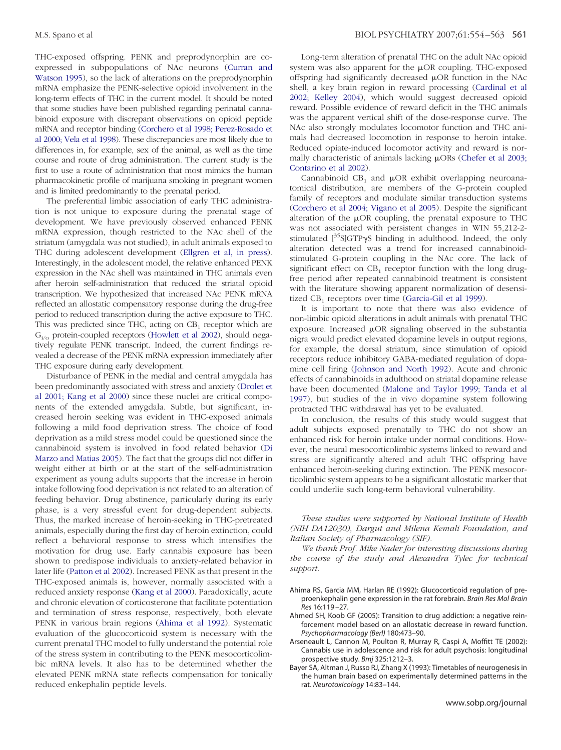THC-exposed offspring. PENK and preprodynorphin are co-expressed in subpopulations of NAc neurons (Curran and Watson 1995), so the lack of alterations on the preprodynorphin mRNA emphasize the PENK-selective opioid involvement in the long-term effects of THC in the current model. It should be noted that some studies have been published regarding perinatal cannabinoid exposure with discrepant observations on opioid peptide mRNA and receptor binding (Corchero et al 1998; Perez-Rosado et al 2000; Vela et al 1998). These discrepancies are most likely due to differences in, for example, sex of the animal, as well as the time course and route of drug administration. The current study is the first to use a route of administration that most mimics the human pharmacokinetic profile of marijuana smoking in pregnant women and is limited predominantly to the prenatal period.

The preferential limbic association of early THC administration is not unique to exposure during the prenatal stage of development. We have previously observed enhanced PENK mRNA expression, though restricted to the NAc shell of the striatum (amygdala was not studied), in adult animals exposed to THC during adolescent development (Ellgren et al, in press). Interestingly, in the adolescent model, the relative enhanced PENK expression in the NAc shell was maintained in THC animals even after heroin self-administration that reduced the striatal opioid transcription. We hypothesized that increased NAc PENK mRNA reflected an allostatic compensatory response during the drug-free period to reduced transcription during the active exposure to THC. This was predicted since THC, acting on $CB_1$ receptor which are $G_{i/o}$ protein-coupled receptors (Howlett et al 2002), should negatively regulate PENK transcript. Indeed, the current findings revealed a decrease of the PENK mRNA expression immediately after THC exposure during early development.

Disturbance of PENK in the medial and central amygdala has been predominantly associated with stress and anxiety (Drolet et al 2001; Kang et al 2000) since these nuclei are critical components of the extended amygdala. Subtle, but significant, increased heroin seeking was evident in THC-exposed animals following a mild food deprivation stress. The choice of food deprivation as a mild stress model could be questioned since the cannabinoid system is involved in food related behavior (Di Marzo and Matias 2005). The fact that the groups did not differ in weight either at birth or at the start of the self-administration experiment as young adults supports that the increase in heroin intake following food deprivation is not related to an alteration of feeding behavior. Drug abstinence, particularly during its early phase, is a very stressful event for drug-dependent subjects. Thus, the marked increase of heroin-seeking in THC-pretreated animals, especially during the first day of heroin extinction, could reflect a behavioral response to stress which intensifies the motivation for drug use. Early cannabis exposure has been shown to predispose individuals to anxiety-related behavior in later life (Patton et al 2002). Increased PENK as that present in the THC-exposed animals is, however, normally associated with a reduced anxiety response (Kang et al 2000). Paradoxically, acute and chronic elevation of corticosterone that facilitate potentiation and termination of stress response, respectively, both elevate PENK in various brain regions (Ahima et al 1992). Systematic evaluation of the glucocorticoid system is necessary with the current prenatal THC model to fully understand the potential role of the stress system in contributing to the PENK mesocorticolimbic mRNA levels. It also has to be determined whether the elevated PENK mRNA state reflects compensation for tonically reduced enkephalin peptide levels.

Long-term alteration of prenatal THC on the adult NAc opioid system was also apparent for the μOR coupling. THC-exposed offspring had significantly decreased μOR function in the NAc shell, a key brain region in reward processing (Cardinal et al 2002; Kelley 2004), which would suggest decreased opioid reward. Possible evidence of reward deficit in the THC animals was the apparent vertical shift of the dose-response curve. The NAc also strongly modulates locomotor function and THC animals had decreased locomotion in response to heroin intake. Reduced opiate-induced locomotor activity and reward is normally characteristic of animals lacking μORs (Chefer et al 2003; Contarino et al 2002).

Cannabinoid $CB_1$ and μOR exhibit overlapping neuroanatomical distribution, are members of the G-protein coupled family of receptors and modulate similar transduction systems (Corchero et al 2004; Vigano et al 2005). Despite the significant alteration of the μOR coupling, the prenatal exposure to THC was not associated with persistent changes in WIN 55,212-2-stimulated [$^{35}$S]GTP-γS binding in adulthood. Indeed, the only alteration detected was a trend for increased cannabinoid-stimulated G-protein coupling in the NAc core. The lack of significant effect on $CB_1$ receptor function with the long drug-free period after repeated cannabinoid treatment is consistent with the literature showing apparent normalization of desensitized $CB_1$ receptors over time (Garcia-Gil et al 1999).

It is important to note that there was also evidence of non-limbic opioid alterations in adult animals with prenatal THC exposure. Increased μOR signaling observed in the substantia nigra would predict elevated dopamine levels in output regions, for example, the dorsal striatum, since stimulation of opioid receptors reduce inhibitory GABA-mediated regulation of dopamine cell firing (Johnson and North 1992). Acute and chronic effects of cannabinoids in adulthood on striatal dopamine release have been documented (Malone and Taylor 1999; Tanda et al 1997), but studies of the in vivo dopamine system following protracted THC withdrawal has yet to be evaluated.

In conclusion, the results of this study would suggest that adult subjects exposed prenatally to THC do not show an enhanced risk for heroin intake under normal conditions. However, the neural mesocorticolimbic systems linked to reward and stress are significantly altered and adult THC offspring have enhanced heroin-seeking during extinction. The PENK mesocorticolimbic system appears to be a significant allostatic marker that could underlie such long-term behavioral vulnerability.

*These studies were supported by National Institute of Health (NIH DA12030), Dargut and Milena Kemali Foundation, and Italian Society of Pharmacology (SIF).*

*We thank Prof. Mike Nader for interesting discussions during the course of the study and Alexandra Tylec for technical support.*

Ahima RS, Garcia MM, Harlan RE (1992): Glucocorticoid regulation of preproenkephalin gene expression in the rat forebrain. *Brain Res Mol Brain Res* 16:119–27.

Ahmed SH, Koob GF (2005): Transition to drug addiction: a negative reinforcement model based on an allostatic decrease in reward function. *Psychopharmacology (Berl)* 180:473–90.

Arseneault L, Cannon M, Poulton R, Murray R, Caspi A, Moffitt TE (2002): Cannabis use in adolescence and risk for adult psychosis: longitudinal prospective study. *Bmj* 325:1212–3.

Bayer SA, Altman J, Russo RJ, Zhang X (1993): Timetables of neurogenesis in the human brain based on experimentally determined patterns in the rat. *Neurotoxicology* 14:83–144.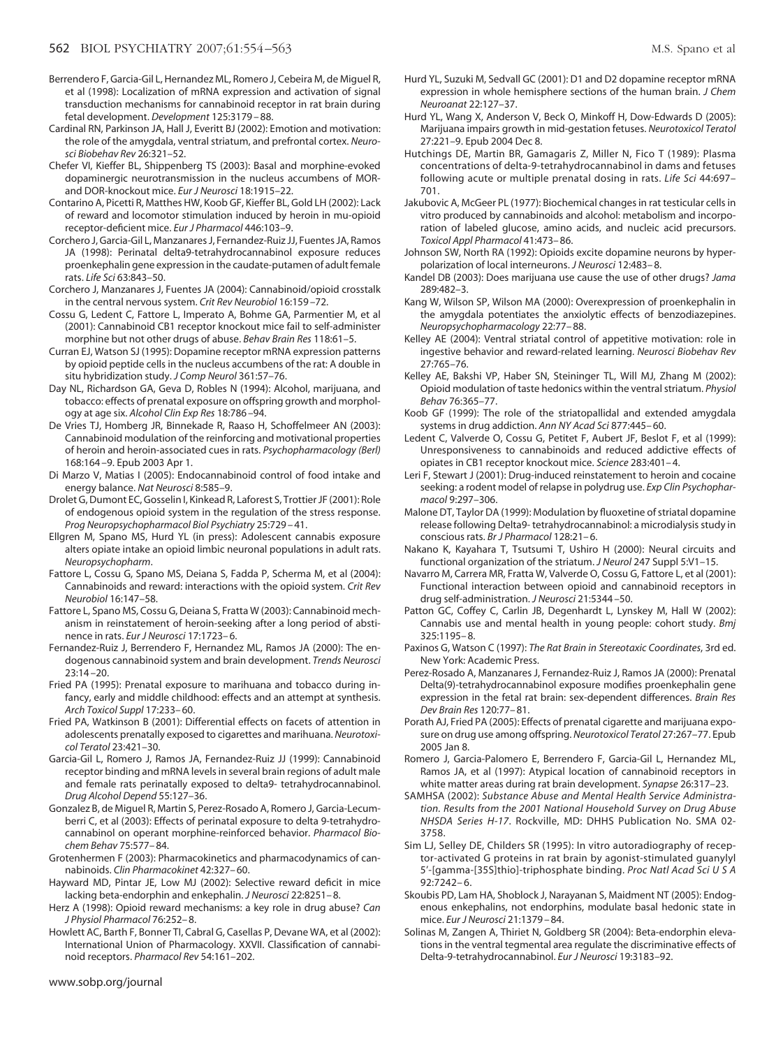Berrendero F, Garcia-Gil L, Hernandez ML, Romero J, Cebeira M, de Miguel R, et al (1998): Localization of mRNA expression and activation of signal transduction mechanisms for cannabinoid receptor in rat brain during fetal development. *Development* 125:3179–88.

Cardinal RN, Parkinson JA, Hall J, Everitt BJ (2002): Emotion and motivation: the role of the amygdala, ventral striatum, and prefrontal cortex. *Neurosci Biobehav Rev* 26:321–52.

Chefer VI, Kieffer BL, Shippenberg TS (2003): Basal and morphine-evoked dopaminergic neurotransmission in the nucleus accumbens of MOR- and DOR-knockout mice. *Eur J Neurosci* 18:1915–22.

Contarino A, Picetti R, Matthes HW, Koob GF, Kieffer BL, Gold LH (2002): Lack of reward and locomotor stimulation induced by heroin in mu-opioid receptor-deficient mice. *Eur J Pharmacol* 446:103–9.

Corchero J, Garcia-Gil L, Manzanares J, Fernandez-Ruiz JJ, Fuentes JA, Ramos JA (1998): Perinatal delta9-tetrahydrocannabinol exposure reduces proenkephalin gene expression in the caudate-putamen of adult female rats. *Life Sci* 63:843–50.

Corchero J, Manzanares J, Fuentes JA (2004): Cannabinoid/opioid crosstalk in the central nervous system. *Crit Rev Neurobiol* 16:159–72.

Cossu G, Ledent C, Fattore L, Imperato A, Bohme GA, Parmentier M, et al (2001): Cannabinoid CB1 receptor knockout mice fail to self-administer morphine but not other drugs of abuse. *Behav Brain Res* 118:61–5.

Curran EJ, Watson SJ (1995): Dopamine receptor mRNA expression patterns by opioid peptide cells in the nucleus accumbens of the rat: A double in situ hybridization study. *J Comp Neurol* 361:57–76.

Day NL, Richardson GA, Geva D, Robles N (1994): Alcohol, marijuana, and tobacco: effects of prenatal exposure on offspring growth and morphology at age six. *Alcohol Clin Exp Res* 18:786–94.

De Vries TJ, Homberg JR, Binnekade R, Raaso H, Schoffelmeer AN (2003): Cannabinoid modulation of the reinforcing and motivational properties of heroin and heroin-associated cues in rats. *Psychopharmacology (Berl)* 168:164–9. Epub 2003 Apr 1.

Di Marzo V, Matias I (2005): Endocannabinoid control of food intake and energy balance. *Nat Neurosci* 8:585–9.

Drolet G, Dumont EC, Gosselin I, Kinkead R, Laforest S, Trottier JF (2001): Role of endogenous opioid system in the regulation of the stress response. *Prog Neuropsychopharmacol Biol Psychiatry* 25:729–41.

Ellgren M, Spano MS, Hurd YL (in press): Adolescent cannabis exposure alters opiate intake an opioid limbic neuronal populations in adult rats. *Neuropsychopharm*.

Fattore L, Cossu G, Spano MS, Deiana S, Fadda P, Scherma M, et al (2004): Cannabinoids and reward: interactions with the opioid system. *Crit Rev Neurobiol* 16:147–58.

Fattore L, Spano MS, Cossu G, Deiana S, Fratta W (2003): Cannabinoid mechanism in reinstatement of heroin-seeking after a long period of abstinence in rats. *Eur J Neurosci* 17:1723–6.

Fernandez-Ruiz J, Berrendero F, Hernandez ML, Ramos JA (2000): The endogenous cannabinoid system and brain development. *Trends Neurosci* 23:14–20.

Fried PA (1995): Prenatal exposure to marihuana and tobacco during infancy, early and middle childhood: effects and an attempt at synthesis. *Arch Toxicol Suppl* 17:233–60.

Fried PA, Watkinson B (2001): Differential effects on facets of attention in adolescents prenatally exposed to cigarettes and marihuana. *Neurotoxicol Teratol* 23:421–30.

Garcia-Gil L, Romero J, Ramos JA, Fernandez-Ruiz JJ (1999): Cannabinoid receptor binding and mRNA levels in several brain regions of adult male and female rats perinatally exposed to delta9- tetrahydrocannabinol. *Drug Alcohol Depend* 55:127–36.

Gonzalez B, de Miguel R, Martin S, Perez-Rosado A, Romero J, Garcia-Lecumberri C, et al (2003): Effects of perinatal exposure to delta 9-tetrahydrocannabinol on operant morphine-reinforced behavior. *Pharmacol Biochem Behav* 75:577–84.

Grotenhermen F (2003): Pharmacokinetics and pharmacodynamics of cannabinoids. *Clin Pharmacokinet* 42:327–60.

Hayward MD, Pintar JE, Low MJ (2002): Selective reward deficit in mice lacking beta-endorphin and enkephalin. *J Neurosci* 22:8251–8.

Herz A (1998): Opioid reward mechanisms: a key role in drug abuse? *Can J Physiol Pharmacol* 76:252–8.

Howlett AC, Barth F, Bonner TI, Cabral G, Casellas P, Devane WA, et al (2002): International Union of Pharmacology. XXVII. Classification of cannabinoid receptors. *Pharmacol Rev* 54:161–202.

Hurd YL, Suzuki M, Sedvall GC (2001): D1 and D2 dopamine receptor mRNA expression in whole hemisphere sections of the human brain. *J Chem Neuroanat* 22:127–37.

Hurd YL, Wang X, Anderson V, Beck O, Minkoff H, Dow-Edwards D (2005): Marijuana impairs growth in mid-gestation fetuses. *Neurotoxicol Teratol* 27:221–9. Epub 2004 Dec 8.

Hutchings DE, Martin BR, Gamagaris Z, Miller N, Fico T (1989): Plasma concentrations of delta-9-tetrahydrocannabinol in dams and fetuses following acute or multiple prenatal dosing in rats. *Life Sci* 44:697–701.

Jakubovic A, McGeer PL (1977): Biochemical changes in rat testicular cells in vitro produced by cannabinoids and alcohol: metabolism and incorporation of labeled glucose, amino acids, and nucleic acid precursors. *Toxicol Appl Pharmacol* 41:473–86.

Johnson SW, North RA (1992): Opioids excite dopamine neurons by hyperpolarization of local interneurons. *J Neurosci* 12:483–8.

Kandel DB (2003): Does marijuana use cause the use of other drugs? *Jama* 289:482–3.

Kang W, Wilson SP, Wilson MA (2000): Overexpression of proenkephalin in the amygdala potentiates the anxiolytic effects of benzodiazepines. *Neuropsychopharmacology* 22:77–88.

Kelley AE (2004): Ventral striatal control of appetitive motivation: role in ingestive behavior and reward-related learning. *Neurosci Biobehav Rev* 27:765–76.

Kelley AE, Bakshi VP, Haber SN, Steininger TL, Will MJ, Zhang M (2002): Opioid modulation of taste hedonics within the ventral striatum. *Physiol Behav* 76:365–77.

Koob GF (1999): The role of the striatopallidal and extended amygdala systems in drug addiction. *Ann NY Acad Sci* 877:445–60.

Ledent C, Valverde O, Cossu G, Petitet F, Aubert JF, Beslot F, et al (1999): Unresponsiveness to cannabinoids and reduced addictive effects of opiates in CB1 receptor knockout mice. *Science* 283:401–4.

Leri F, Stewart J (2001): Drug-induced reinstatement to heroin and cocaine seeking: a rodent model of relapse in polydrug use. *Exp Clin Psychopharmacol* 9:297–306.

Malone DT, Taylor DA (1999): Modulation by fluoxetine of striatal dopamine release following Delta9- tetrahydrocannabinol: a microdialysis study in conscious rats. *Br J Pharmacol* 128:21–6.

Nakano K, Kayahara T, Tsutsumi T, Ushiro H (2000): Neural circuits and functional organization of the striatum. *J Neurol* 247 Suppl 5:V1–15.

Navarro M, Carrera MR, Fratta W, Valverde O, Cossu G, Fattore L, et al (2001): Functional interaction between opioid and cannabinoid receptors in drug self-administration. *J Neurosci* 21:5344–50.

Patton GC, Coffey C, Carlin JB, Degenhardt L, Lynskey M, Hall W (2002): Cannabis use and mental health in young people: cohort study. *Bmj* 325:1195–8.

Paxinos G, Watson C (1997): *The Rat Brain in Stereotaxic Coordinates*, 3rd ed. New York: Academic Press.

Perez-Rosado A, Manzanares J, Fernandez-Ruiz J, Ramos JA (2000): Prenatal Delta(9)-tetrahydrocannabinol exposure modifies proenkephalin gene expression in the fetal rat brain: sex-dependent differences. *Brain Res Dev Brain Res* 120:77–81.

Porath AJ, Fried PA (2005): Effects of prenatal cigarette and marijuana exposure on drug use among offspring. *Neurotoxicol Teratol* 27:267–77. Epub 2005 Jan 8.

Romero J, Garcia-Palomero E, Berrendero F, Garcia-Gil L, Hernandez ML, Ramos JA, et al (1997): Atypical location of cannabinoid receptors in white matter areas during rat brain development. *Synapse* 26:317–23.

SAMHSA (2002): *Substance Abuse and Mental Health Service Administration. Results from the 2001 National Household Survey on Drug Abuse NHSDA Series H-17*. Rockville, MD: DHHS Publication No. SMA 02-3758.

Sim LJ, Selley DE, Childers SR (1995): In vitro autoradiography of receptor-activated G proteins in rat brain by agonist-stimulated guanylyl 5′-[gamma-[35S]thio]-triphosphate binding. *Proc Natl Acad Sci U S A* 92:7242–6.

Skoubis PD, Lam HA, Shoblock J, Narayanan S, Maidment NT (2005): Endogenous enkephalins, not endorphins, modulate basal hedonic state in mice. *Eur J Neurosci* 21:1379–84.

Solinas M, Zangen A, Thiriet N, Goldberg SR (2004): Beta-endorphin elevations in the ventral tegmental area regulate the discriminative effects of Delta-9-tetrahydrocannabinol. *Eur J Neurosci* 19:3183–92.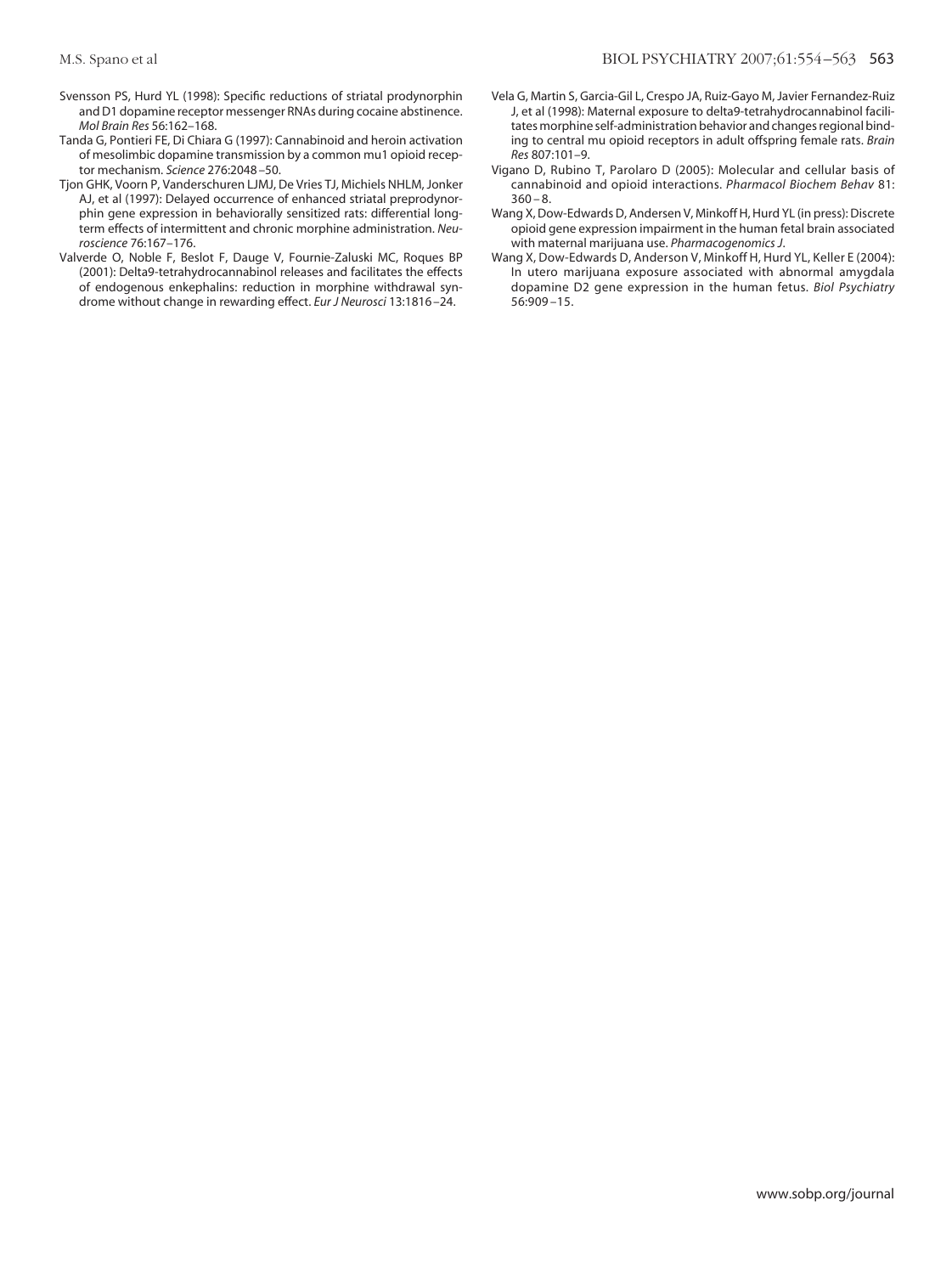Svensson PS, Hurd YL (1998): Specific reductions of striatal prodynorphin and D1 dopamine receptor messenger RNAs during cocaine abstinence. *Mol Brain Res* 56:162–168.

Tanda G, Pontieri FE, Di Chiara G (1997): Cannabinoid and heroin activation of mesolimbic dopamine transmission by a common mu1 opioid receptor mechanism. *Science* 276:2048–50.

Tjon GHK, Voorn P, Vanderschuren LJMJ, De Vries TJ, Michiels NHLM, Jonker AJ, et al (1997): Delayed occurrence of enhanced striatal preprodynorphin gene expression in behaviorally sensitized rats: differential long-term effects of intermittent and chronic morphine administration. *Neuroscience* 76:167–176.

Valverde O, Noble F, Beslot F, Dauge V, Fournie-Zaluski MC, Roques BP (2001): Delta9-tetrahydrocannabinol releases and facilitates the effects of endogenous enkephalins: reduction in morphine withdrawal syndrome without change in rewarding effect. *Eur J Neurosci* 13:1816–24.

Vela G, Martin S, Garcia-Gil L, Crespo JA, Ruiz-Gayo M, Javier Fernandez-Ruiz J, et al (1998): Maternal exposure to delta9-tetrahydrocannabinol facilitates morphine self-administration behavior and changes regional binding to central mu opioid receptors in adult offspring female rats. *Brain Res* 807:101–9.

Vigano D, Rubino T, Parolaro D (2005): Molecular and cellular basis of cannabinoid and opioid interactions. *Pharmacol Biochem Behav* 81: 360–8.

Wang X, Dow-Edwards D, Andersen V, Minkoff H, Hurd YL (in press): Discrete opioid gene expression impairment in the human fetal brain associated with maternal marijuana use. *Pharmacogenomics J*.

Wang X, Dow-Edwards D, Anderson V, Minkoff H, Hurd YL, Keller E (2004): In utero marijuana exposure associated with abnormal amygdala dopamine D2 gene expression in the human fetus. *Biol Psychiatry* 56:909–15.